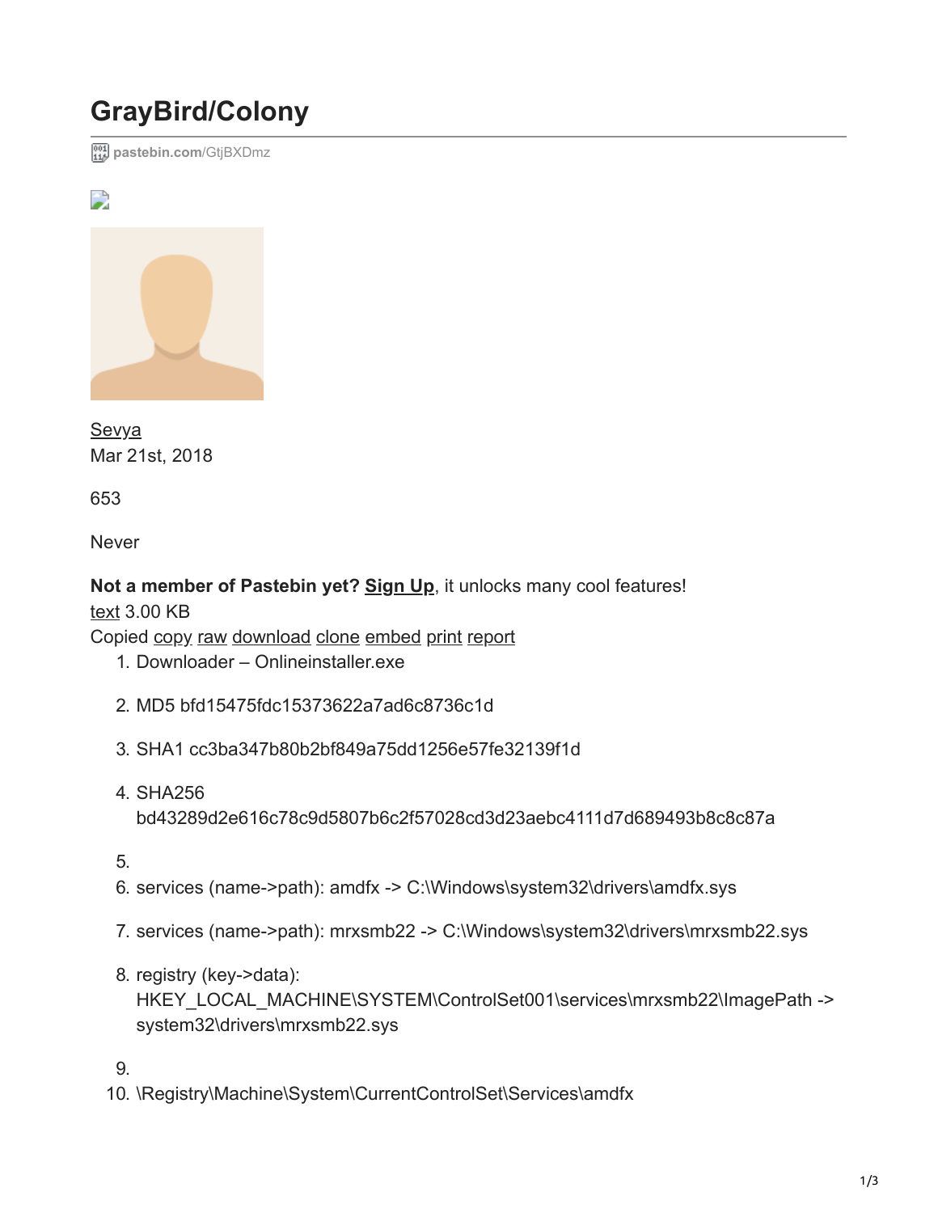# GrayBird/Colony

pastebin.com/GtjBXDmz

Sevya
Mar 21st, 2018

653

Never

**Not a member of Pastebin yet? Sign Up**, it unlocks many cool features!
text 3.00 KB
Copied copy raw download clone embed print report

1. Downloader – Onlineinstaller.exe
2. MD5 bfd15475fdc15373622a7ad6c8736c1d
3. SHA1 cc3ba347b80b2bf849a75dd1256e57fe32139f1d
4. SHA256 bd43289d2e616c78c9d5807b6c2f57028cd3d23aebc4111d7d689493b8c8c87a
5. 
6. services (name->path): amdfx -> C:\Windows\system32\drivers\amdfx.sys
7. services (name->path): mrxsmb22 -> C:\Windows\system32\drivers\mrxsmb22.sys
8. registry (key->data): HKEY_LOCAL_MACHINE\SYSTEM\ControlSet001\services\mrxsmb22\ImagePath -> system32\drivers\mrxsmb22.sys
9. 
10. \Registry\Machine\System\CurrentControlSet\Services\amdfx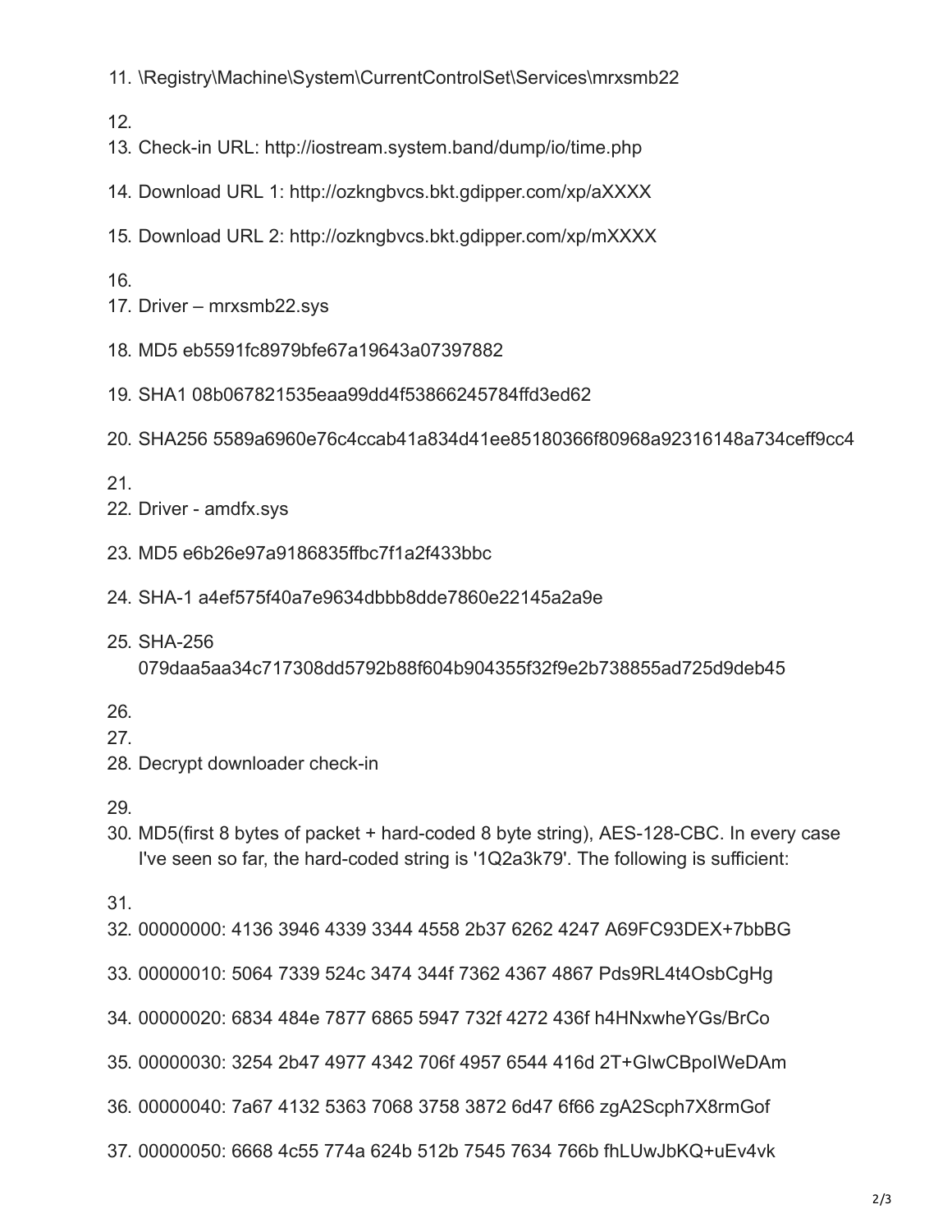11. \Registry\Machine\System\CurrentControlSet\Services\mrxsmb22

12.

13. Check-in URL: http://iostream.system.band/dump/io/time.php

14. Download URL 1: http://ozkngbvcs.bkt.gdipper.com/xp/aXXXX

15. Download URL 2: http://ozkngbvcs.bkt.gdipper.com/xp/mXXXX

16.

17. Driver – mrxsmb22.sys

18. MD5 eb5591fc8979bfe67a19643a07397882

19. SHA1 08b067821535eaa99dd4f53866245784ffd3ed62

20. SHA256 5589a6960e76c4ccab41a834d41ee85180366f80968a92316148a734ceff9cc4

21.

22. Driver - amdfx.sys

23. MD5 e6b26e97a9186835ffbc7f1a2f433bbc

24. SHA-1 a4ef575f40a7e9634dbbb8dde7860e22145a2a9e

25. SHA-256 079daa5aa34c717308dd5792b88f604b904355f32f9e2b738855ad725d9deb45

26.

27.

28. Decrypt downloader check-in

29.

30. MD5(first 8 bytes of packet + hard-coded 8 byte string), AES-128-CBC. In every case I've seen so far, the hard-coded string is '1Q2a3k79'. The following is sufficient:

31.

32. 00000000: 4136 3946 4339 3344 4558 2b37 6262 4247 A69FC93DEX+7bbBG

33. 00000010: 5064 7339 524c 3474 344f 7362 4367 4867 Pds9RL4t4OsbCgHg

34. 00000020: 6834 484e 7877 6865 5947 732f 4272 436f h4HNxwheYGs/BrCo

35. 00000030: 3254 2b47 4977 4342 706f 4957 6544 416d 2T+GIwCBpoIWeDAm

36. 00000040: 7a67 4132 5363 7068 3758 3872 6d47 6f66 zgA2Scph7X8rmGof

37. 00000050: 6668 4c55 774a 624b 512b 7545 7634 766b fhLUwJbKQ+uEv4vk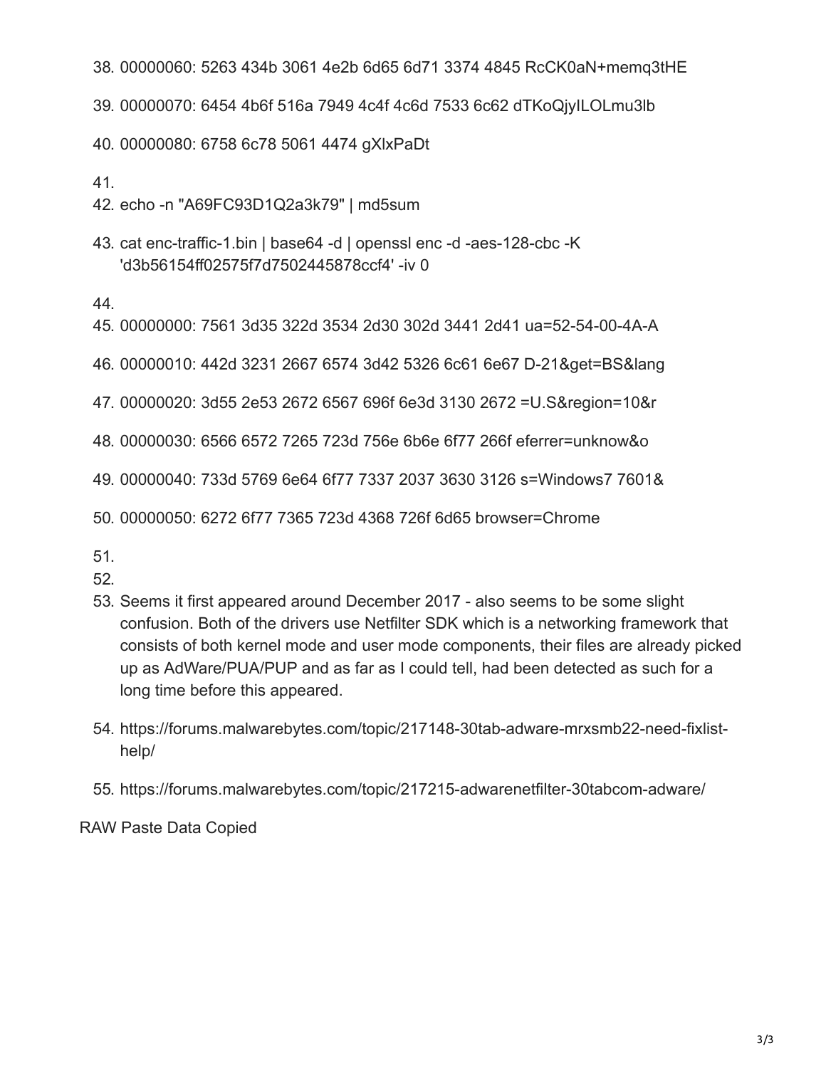38. 00000060: 5263 434b 3061 4e2b 6d65 6d71 3374 4845 RcCK0aN+memq3tHE

39. 00000070: 6454 4b6f 516a 7949 4c4f 4c6d 7533 6c62 dTKoQjyILOLmu3lb

40. 00000080: 6758 6c78 5061 4474 gXlxPaDt

41.

42. echo -n "A69FC93D1Q2a3k79" | md5sum

43. cat enc-traffic-1.bin | base64 -d | openssl enc -d -aes-128-cbc -K 'd3b56154ff02575f7d7502445878ccf4' -iv 0

44.

45. 00000000: 7561 3d35 322d 3534 2d30 302d 3441 2d41 ua=52-54-00-4A-A

46. 00000010: 442d 3231 2667 6574 3d42 5326 6c61 6e67 D-21&get=BS&lang

47. 00000020: 3d55 2e53 2672 6567 696f 6e3d 3130 2672 =U.S&region=10&r

48. 00000030: 6566 6572 7265 723d 756e 6b6e 6f77 266f eferrer=unknow&o

49. 00000040: 733d 5769 6e64 6f77 7337 2037 3630 3126 s=Windows7 7601&

50. 00000050: 6272 6f77 7365 723d 4368 726f 6d65 browser=Chrome

51.

52.

53. Seems it first appeared around December 2017 - also seems to be some slight confusion. Both of the drivers use Netfilter SDK which is a networking framework that consists of both kernel mode and user mode components, their files are already picked up as AdWare/PUA/PUP and as far as I could tell, had been detected as such for a long time before this appeared.

54. https://forums.malwarebytes.com/topic/217148-30tab-adware-mrxsmb22-need-fixlist-help/

55. https://forums.malwarebytes.com/topic/217215-adwarenetfilter-30tabcom-adware/

RAW Paste Data Copied